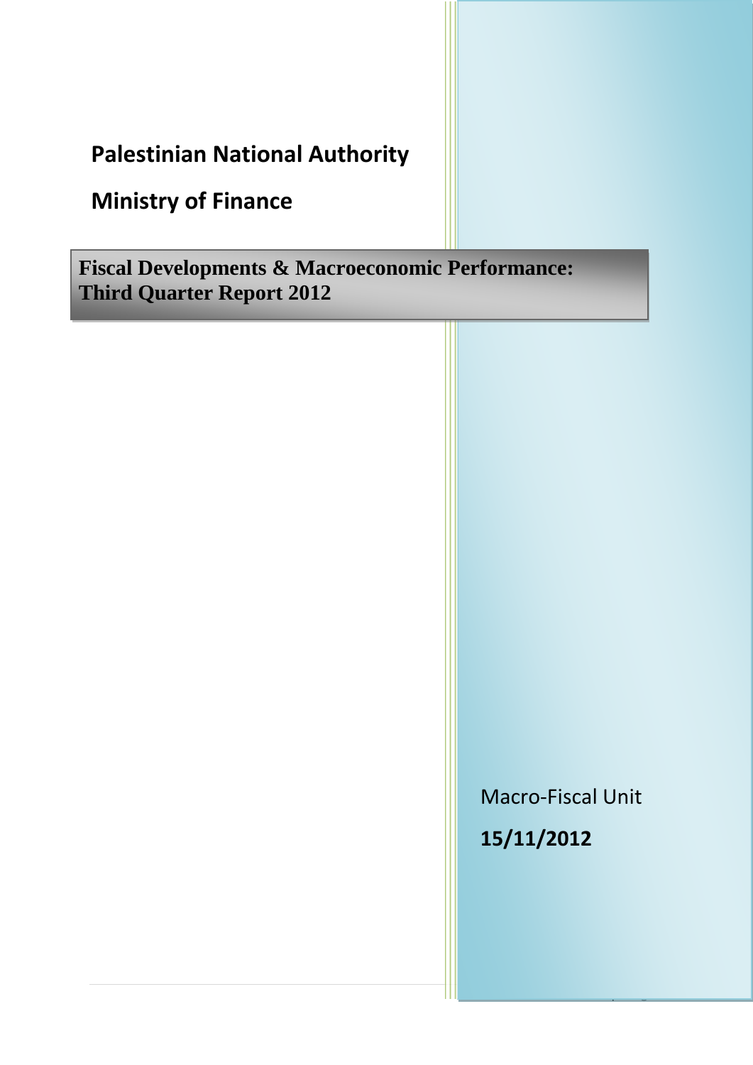# Palestinian National Authority

# Ministry of Finance

## Fiscal Developments & Macroeconomic Performance: Third Quarter Report 2012

Macro-Fiscal Unit

**15/11/2012**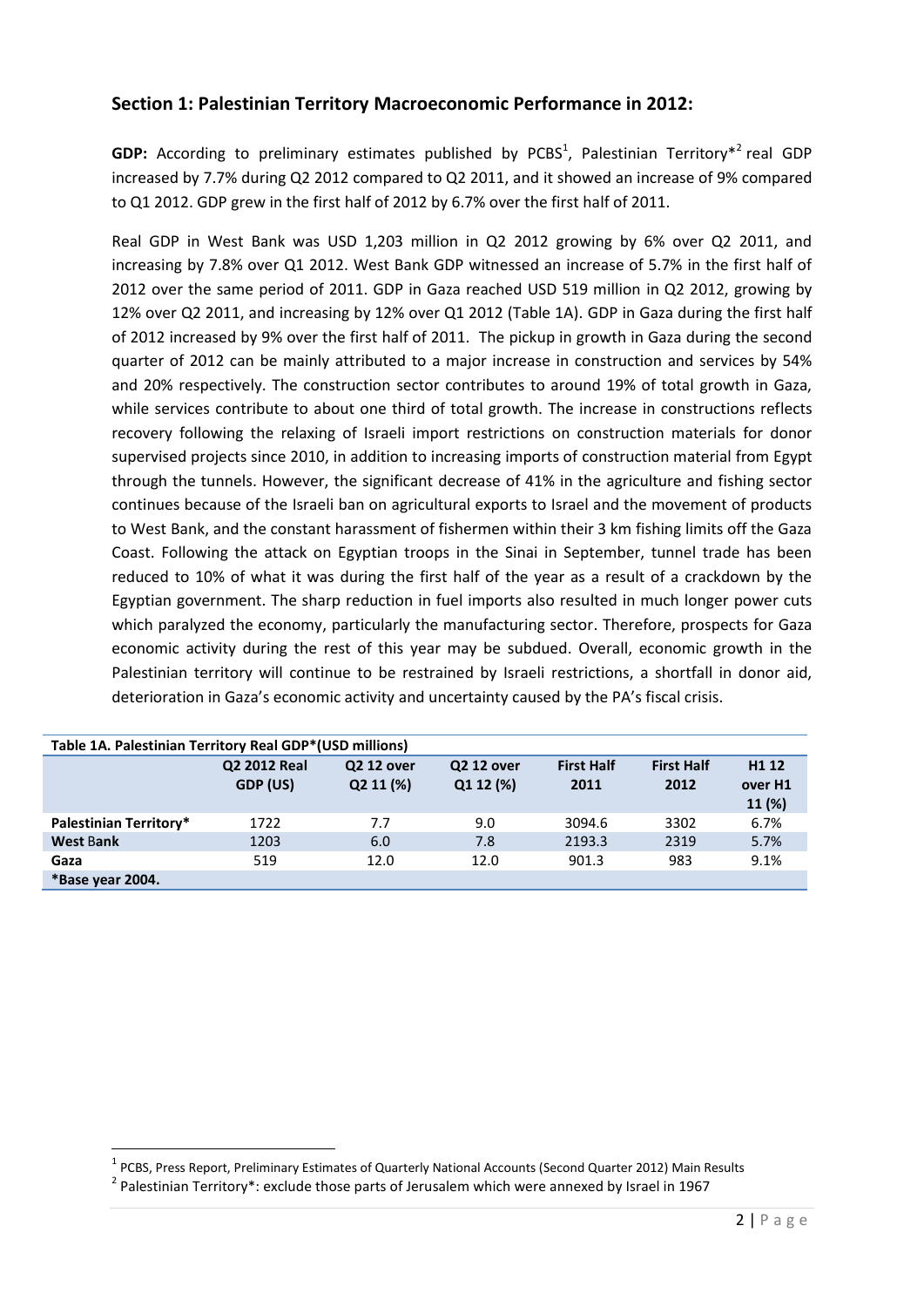## Section 1: Palestinian Territory Macroeconomic Performance in 2012:

**GDP:** According to preliminary estimates published by PCBS[1], Palestinian Territory*[2] real GDP increased by 7.7% during Q2 2012 compared to Q2 2011, and it showed an increase of 9% compared to Q1 2012. GDP grew in the first half of 2012 by 6.7% over the first half of 2011.

Real GDP in West Bank was USD 1,203 million in Q2 2012 growing by 6% over Q2 2011, and increasing by 7.8% over Q1 2012. West Bank GDP witnessed an increase of 5.7% in the first half of 2012 over the same period of 2011. GDP in Gaza reached USD 519 million in Q2 2012, growing by 12% over Q2 2011, and increasing by 12% over Q1 2012 (Table 1A). GDP in Gaza during the first half of 2012 increased by 9% over the first half of 2011. The pickup in growth in Gaza during the second quarter of 2012 can be mainly attributed to a major increase in construction and services by 54% and 20% respectively. The construction sector contributes to around 19% of total growth in Gaza, while services contribute to about one third of total growth. The increase in constructions reflects recovery following the relaxing of Israeli import restrictions on construction materials for donor supervised projects since 2010, in addition to increasing imports of construction material from Egypt through the tunnels. However, the significant decrease of 41% in the agriculture and fishing sector continues because of the Israeli ban on agricultural exports to Israel and the movement of products to West Bank, and the constant harassment of fishermen within their 3 km fishing limits off the Gaza Coast. Following the attack on Egyptian troops in the Sinai in September, tunnel trade has been reduced to 10% of what it was during the first half of the year as a result of a crackdown by the Egyptian government. The sharp reduction in fuel imports also resulted in much longer power cuts which paralyzed the economy, particularly the manufacturing sector. Therefore, prospects for Gaza economic activity during the rest of this year may be subdued. Overall, economic growth in the Palestinian territory will continue to be restrained by Israeli restrictions, a shortfall in donor aid, deterioration in Gaza's economic activity and uncertainty caused by the PA's fiscal crisis.

**Table 1A. Palestinian Territory Real GDP*(USD millions)**

| | Q2 2012 Real GDP (US) | Q2 12 over Q2 11 (%) | Q2 12 over Q1 12 (%) | First Half 2011 | First Half 2012 | H1 12 over H1 11 (%) |
|---|---|---|---|---|---|---|
| **Palestinian Territory*** | 1722 | 7.7 | 9.0 | 3094.6 | 3302 | 6.7% |
| **West Bank** | 1203 | 6.0 | 7.8 | 2193.3 | 2319 | 5.7% |
| **Gaza** | 519 | 12.0 | 12.0 | 901.3 | 983 | 9.1% |
| ***Base year 2004.** | | | | | | |

[1] PCBS, Press Report, Preliminary Estimates of Quarterly National Accounts (Second Quarter 2012) Main Results

[2] Palestinian Territory*: exclude those parts of Jerusalem which were annexed by Israel in 1967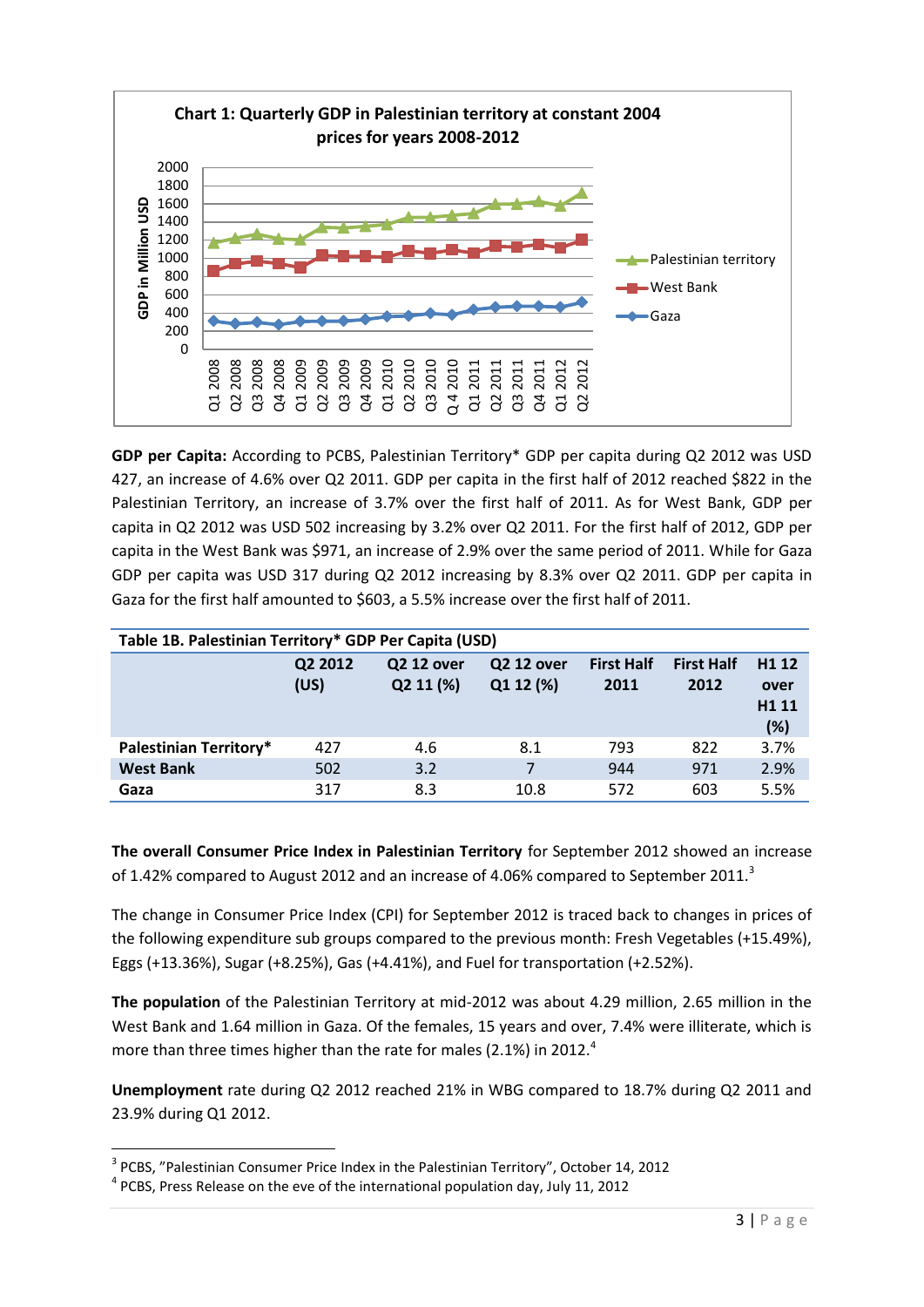**Chart 1: Quarterly GDP in Palestinian territory at constant 2004 prices for years 2008-2012**

**GDP per Capita:** According to PCBS, Palestinian Territory* GDP per capita during Q2 2012 was USD 427, an increase of 4.6% over Q2 2011. GDP per capita in the first half of 2012 reached $822 in the Palestinian Territory, an increase of 3.7% over the first half of 2011. As for West Bank, GDP per capita in Q2 2012 was USD 502 increasing by 3.2% over Q2 2011. For the first half of 2012, GDP per capita in the West Bank was $971, an increase of 2.9% over the same period of 2011. While for Gaza GDP per capita was USD 317 during Q2 2012 increasing by 8.3% over Q2 2011. GDP per capita in Gaza for the first half amounted to $603, a 5.5% increase over the first half of 2011.

**Table 1B. Palestinian Territory* GDP Per Capita (USD)**

| | Q2 2012 (US) | Q2 12 over Q2 11 (%) | Q2 12 over Q1 12 (%) | First Half 2011 | First Half 2012 | H1 12 over H1 11 (%) |
|---|---|---|---|---|---|---|
| **Palestinian Territory*** | 427 | 4.6 | 8.1 | 793 | 822 | 3.7% |
| **West Bank** | 502 | 3.2 | 7 | 944 | 971 | 2.9% |
| **Gaza** | 317 | 8.3 | 10.8 | 572 | 603 | 5.5% |

**The overall Consumer Price Index in Palestinian Territory** for September 2012 showed an increase of 1.42% compared to August 2012 and an increase of 4.06% compared to September 2011.[3]

The change in Consumer Price Index (CPI) for September 2012 is traced back to changes in prices of the following expenditure sub groups compared to the previous month: Fresh Vegetables (+15.49%), Eggs (+13.36%), Sugar (+8.25%), Gas (+4.41%), and Fuel for transportation (+2.52%).

**The population** of the Palestinian Territory at mid-2012 was about 4.29 million, 2.65 million in the West Bank and 1.64 million in Gaza. Of the females, 15 years and over, 7.4% were illiterate, which is more than three times higher than the rate for males (2.1%) in 2012.[4]

**Unemployment** rate during Q2 2012 reached 21% in WBG compared to 18.7% during Q2 2011 and 23.9% during Q1 2012.

[3] PCBS, "Palestinian Consumer Price Index in the Palestinian Territory", October 14, 2012

[4] PCBS, Press Release on the eve of the international population day, July 11, 2012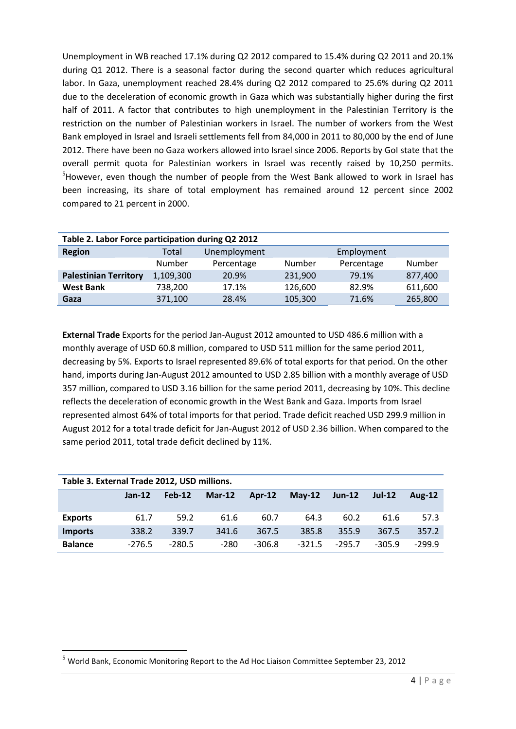Unemployment in WB reached 17.1% during Q2 2012 compared to 15.4% during Q2 2011 and 20.1% during Q1 2012. There is a seasonal factor during the second quarter which reduces agricultural labor. In Gaza, unemployment reached 28.4% during Q2 2012 compared to 25.6% during Q2 2011 due to the deceleration of economic growth in Gaza which was substantially higher during the first half of 2011. A factor that contributes to high unemployment in the Palestinian Territory is the restriction on the number of Palestinian workers in Israel. The number of workers from the West Bank employed in Israel and Israeli settlements fell from 84,000 in 2011 to 80,000 by the end of June 2012. There have been no Gaza workers allowed into Israel since 2006. Reports by GoI state that the overall permit quota for Palestinian workers in Israel was recently raised by 10,250 permits. [5]However, even though the number of people from the West Bank allowed to work in Israel has been increasing, its share of total employment has remained around 12 percent since 2002 compared to 21 percent in 2000.

**Table 2. Labor Force participation during Q2 2012**

| Region | Total | Unemployment | | Employment | |
|---|---|---|---|---|---|
| | Number | Percentage | Number | Percentage | Number |
| **Palestinian Territory** | 1,109,300 | 20.9% | 231,900 | 79.1% | 877,400 |
| **West Bank** | 738,200 | 17.1% | 126,600 | 82.9% | 611,600 |
| **Gaza** | 371,100 | 28.4% | 105,300 | 71.6% | 265,800 |

**External Trade** Exports for the period Jan-August 2012 amounted to USD 486.6 million with a monthly average of USD 60.8 million, compared to USD 511 million for the same period 2011, decreasing by 5%. Exports to Israel represented 89.6% of total exports for that period. On the other hand, imports during Jan-August 2012 amounted to USD 2.85 billion with a monthly average of USD 357 million, compared to USD 3.16 billion for the same period 2011, decreasing by 10%. This decline reflects the deceleration of economic growth in the West Bank and Gaza. Imports from Israel represented almost 64% of total imports for that period. Trade deficit reached USD 299.9 million in August 2012 for a total trade deficit for Jan-August 2012 of USD 2.36 billion. When compared to the same period 2011, total trade deficit declined by 11%.

**Table 3. External Trade 2012, USD millions.**

| | Jan-12 | Feb-12 | Mar-12 | Apr-12 | May-12 | Jun-12 | Jul-12 | Aug-12 |
|---|---|---|---|---|---|---|---|---|
| **Exports** | 61.7 | 59.2 | 61.6 | 60.7 | 64.3 | 60.2 | 61.6 | 57.3 |
| **Imports** | 338.2 | 339.7 | 341.6 | 367.5 | 385.8 | 355.9 | 367.5 | 357.2 |
| **Balance** | -276.5 | -280.5 | -280 | -306.8 | -321.5 | -295.7 | -305.9 | -299.9 |

[5] World Bank, Economic Monitoring Report to the Ad Hoc Liaison Committee September 23, 2012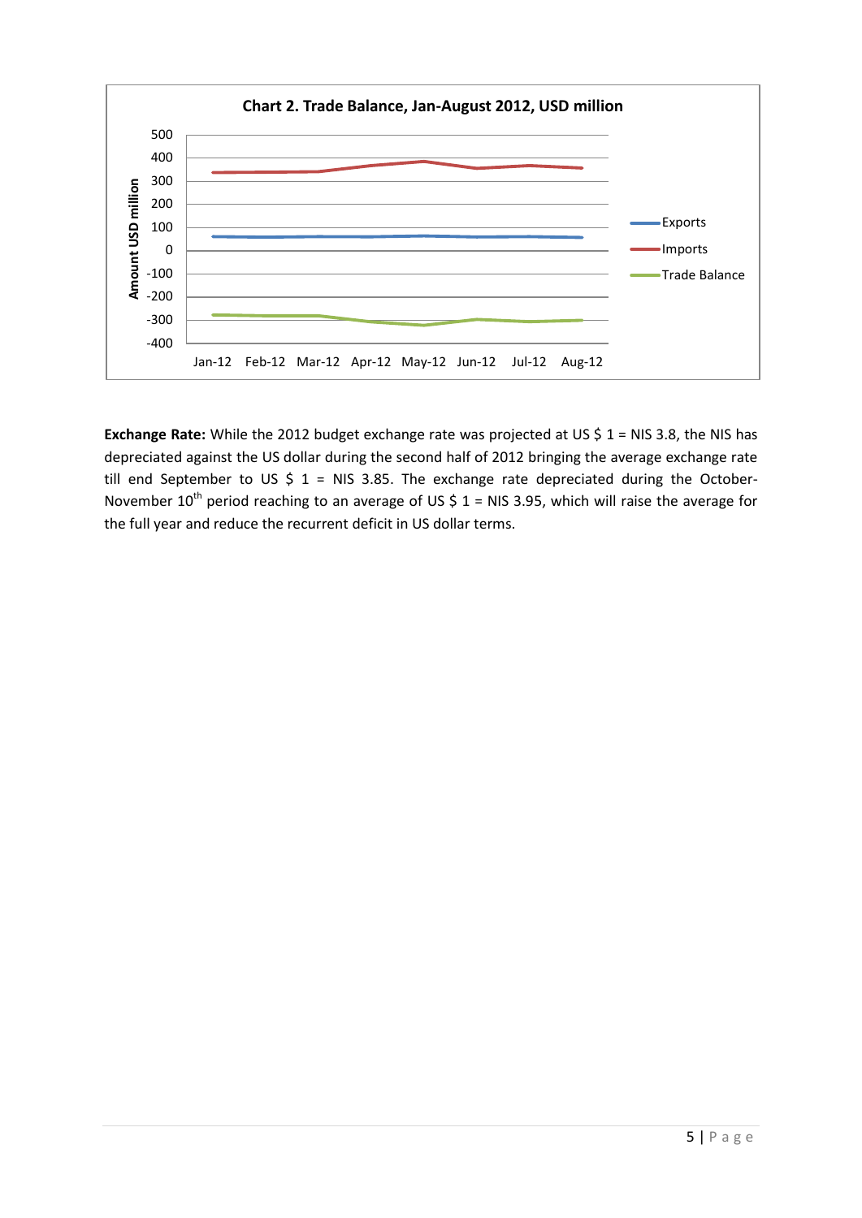**Chart 2. Trade Balance, Jan-August 2012, USD million**

**Exchange Rate:** While the 2012 budget exchange rate was projected at US $ 1 = NIS 3.8, the NIS has depreciated against the US dollar during the second half of 2012 bringing the average exchange rate till end September to US $ 1 = NIS 3.85. The exchange rate depreciated during the October-November 10th period reaching to an average of US $ 1 = NIS 3.95, which will raise the average for the full year and reduce the recurrent deficit in US dollar terms.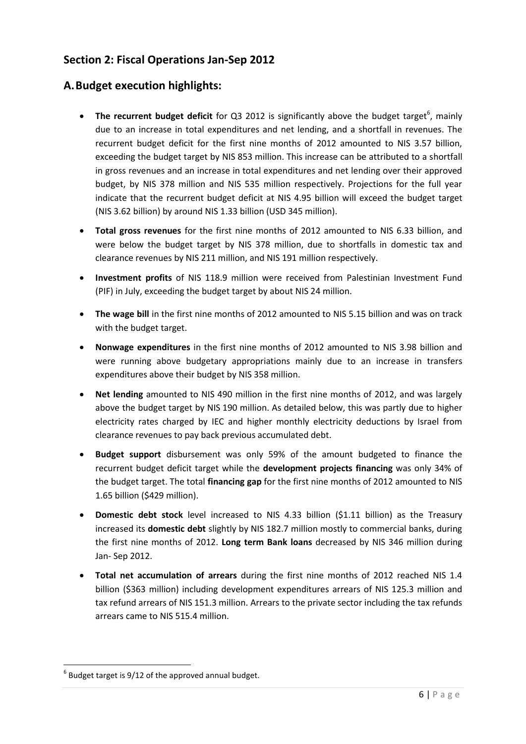## Section 2: Fiscal Operations Jan-Sep 2012

## A. Budget execution highlights:

- **The recurrent budget deficit** for Q3 2012 is significantly above the budget target[6], mainly due to an increase in total expenditures and net lending, and a shortfall in revenues. The recurrent budget deficit for the first nine months of 2012 amounted to NIS 3.57 billion, exceeding the budget target by NIS 853 million. This increase can be attributed to a shortfall in gross revenues and an increase in total expenditures and net lending over their approved budget, by NIS 378 million and NIS 535 million respectively. Projections for the full year indicate that the recurrent budget deficit at NIS 4.95 billion will exceed the budget target (NIS 3.62 billion) by around NIS 1.33 billion (USD 345 million).
- **Total gross revenues** for the first nine months of 2012 amounted to NIS 6.33 billion, and were below the budget target by NIS 378 million, due to shortfalls in domestic tax and clearance revenues by NIS 211 million, and NIS 191 million respectively.
- **Investment profits** of NIS 118.9 million were received from Palestinian Investment Fund (PIF) in July, exceeding the budget target by about NIS 24 million.
- **The wage bill** in the first nine months of 2012 amounted to NIS 5.15 billion and was on track with the budget target.
- **Nonwage expenditures** in the first nine months of 2012 amounted to NIS 3.98 billion and were running above budgetary appropriations mainly due to an increase in transfers expenditures above their budget by NIS 358 million.
- **Net lending** amounted to NIS 490 million in the first nine months of 2012, and was largely above the budget target by NIS 190 million. As detailed below, this was partly due to higher electricity rates charged by IEC and higher monthly electricity deductions by Israel from clearance revenues to pay back previous accumulated debt.
- **Budget support** disbursement was only 59% of the amount budgeted to finance the recurrent budget deficit target while the **development projects financing** was only 34% of the budget target. The total **financing gap** for the first nine months of 2012 amounted to NIS 1.65 billion ($429 million).
- **Domestic debt stock** level increased to NIS 4.33 billion ($1.11 billion) as the Treasury increased its **domestic debt** slightly by NIS 182.7 million mostly to commercial banks, during the first nine months of 2012. **Long term Bank loans** decreased by NIS 346 million during Jan- Sep 2012.
- **Total net accumulation of arrears** during the first nine months of 2012 reached NIS 1.4 billion ($363 million) including development expenditures arrears of NIS 125.3 million and tax refund arrears of NIS 151.3 million. Arrears to the private sector including the tax refunds arrears came to NIS 515.4 million.

[6] Budget target is 9/12 of the approved annual budget.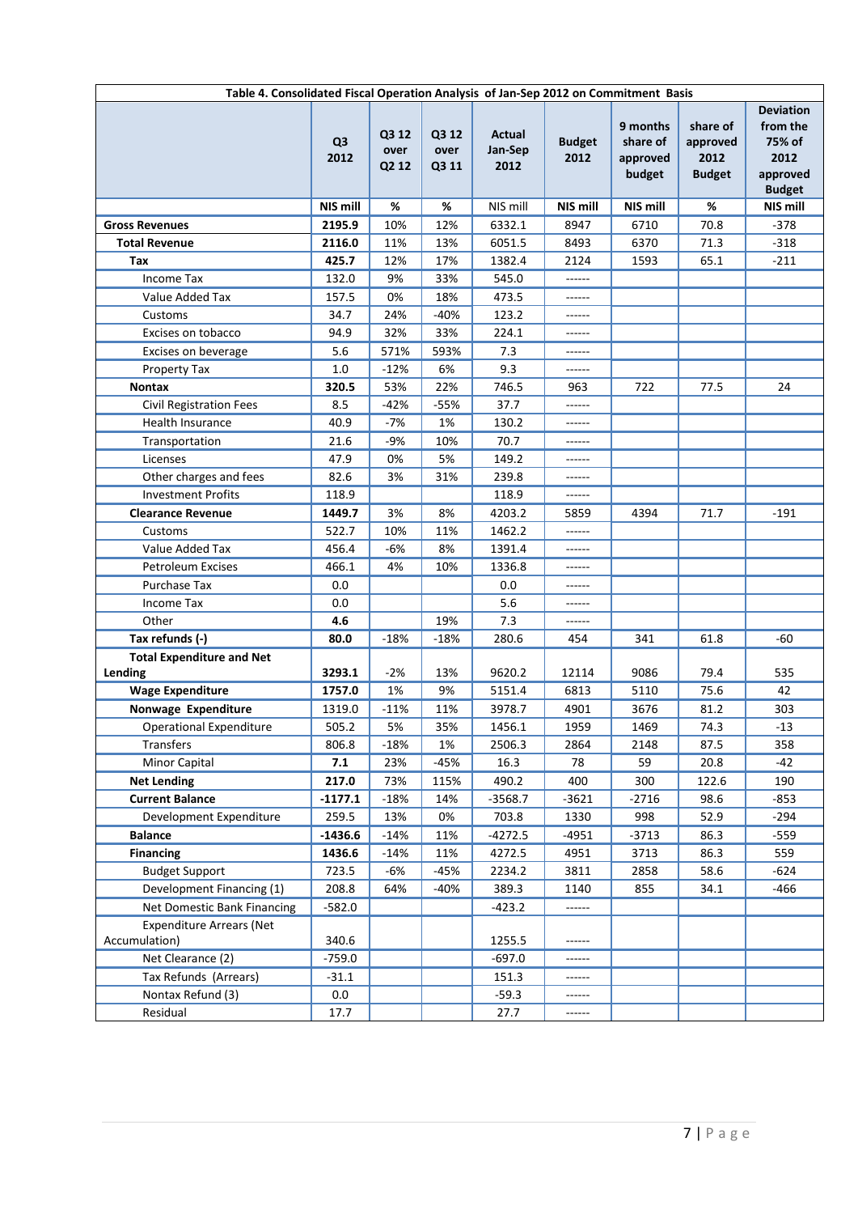**Table 4. Consolidated Fiscal Operation Analysis of Jan-Sep 2012 on Commitment Basis**

| | Q3 2012 | Q3 12 over Q2 12 | Q3 12 over Q3 11 | Actual Jan-Sep 2012 | Budget 2012 | 9 months share of approved budget | share of approved 2012 Budget | Deviation from the 75% of 2012 approved Budget |
|---|---|---|---|---|---|---|---|---|
| | NIS mill | % | % | NIS mill | NIS mill | NIS mill | % | NIS mill |
| **Gross Revenues** | **2195.9** | 10% | 12% | 6332.1 | 8947 | 6710 | 70.8 | -378 |
| **Total Revenue** | **2116.0** | 11% | 13% | 6051.5 | 8493 | 6370 | 71.3 | -318 |
| **Tax** | **425.7** | 12% | 17% | 1382.4 | 2124 | 1593 | 65.1 | -211 |
| Income Tax | 132.0 | 9% | 33% | 545.0 | ------ | | | |
| Value Added Tax | 157.5 | 0% | 18% | 473.5 | ------ | | | |
| Customs | 34.7 | 24% | -40% | 123.2 | ------ | | | |
| Excises on tobacco | 94.9 | 32% | 33% | 224.1 | ------ | | | |
| Excises on beverage | 5.6 | 571% | 593% | 7.3 | ------ | | | |
| Property Tax | 1.0 | -12% | 6% | 9.3 | ------ | | | |
| **Nontax** | **320.5** | 53% | 22% | 746.5 | 963 | 722 | 77.5 | 24 |
| Civil Registration Fees | 8.5 | -42% | -55% | 37.7 | ------ | | | |
| Health Insurance | 40.9 | -7% | 1% | 130.2 | ------ | | | |
| Transportation | 21.6 | -9% | 10% | 70.7 | ------ | | | |
| Licenses | 47.9 | 0% | 5% | 149.2 | ------ | | | |
| Other charges and fees | 82.6 | 3% | 31% | 239.8 | ------ | | | |
| Investment Profits | 118.9 | | | 118.9 | ------ | | | |
| **Clearance Revenue** | **1449.7** | 3% | 8% | 4203.2 | 5859 | 4394 | 71.7 | -191 |
| Customs | 522.7 | 10% | 11% | 1462.2 | ------ | | | |
| Value Added Tax | 456.4 | -6% | 8% | 1391.4 | ------ | | | |
| Petroleum Excises | 466.1 | 4% | 10% | 1336.8 | ------ | | | |
| Purchase Tax | 0.0 | | | 0.0 | ------ | | | |
| Income Tax | 0.0 | | | 5.6 | ------ | | | |
| Other | **4.6** | | 19% | 7.3 | ------ | | | |
| **Tax refunds (-)** | **80.0** | -18% | -18% | 280.6 | 454 | 341 | 61.8 | -60 |
| **Total Expenditure and Net Lending** | **3293.1** | -2% | 13% | 9620.2 | 12114 | 9086 | 79.4 | 535 |
| **Wage Expenditure** | **1757.0** | 1% | 9% | 5151.4 | 6813 | 5110 | 75.6 | 42 |
| **Nonwage Expenditure** | 1319.0 | -11% | 11% | 3978.7 | 4901 | 3676 | 81.2 | 303 |
| Operational Expenditure | 505.2 | 5% | 35% | 1456.1 | 1959 | 1469 | 74.3 | -13 |
| Transfers | 806.8 | -18% | 1% | 2506.3 | 2864 | 2148 | 87.5 | 358 |
| Minor Capital | **7.1** | 23% | -45% | 16.3 | 78 | 59 | 20.8 | -42 |
| **Net Lending** | **217.0** | 73% | 115% | 490.2 | 400 | 300 | 122.6 | 190 |
| **Current Balance** | **-1177.1** | -18% | 14% | -3568.7 | -3621 | -2716 | 98.6 | -853 |
| Development Expenditure | 259.5 | 13% | 0% | 703.8 | 1330 | 998 | 52.9 | -294 |
| **Balance** | **-1436.6** | -14% | 11% | -4272.5 | -4951 | -3713 | 86.3 | -559 |
| **Financing** | **1436.6** | -14% | 11% | 4272.5 | 4951 | 3713 | 86.3 | 559 |
| Budget Support | 723.5 | -6% | -45% | 2234.2 | 3811 | 2858 | 58.6 | -624 |
| Development Financing (1) | 208.8 | 64% | -40% | 389.3 | 1140 | 855 | 34.1 | -466 |
| Net Domestic Bank Financing | -582.0 | | | -423.2 | ------ | | | |
| Expenditure Arrears (Net Accumulation) | 340.6 | | | 1255.5 | ------ | | | |
| Net Clearance (2) | -759.0 | | | -697.0 | ------ | | | |
| Tax Refunds (Arrears) | -31.1 | | | 151.3 | ------ | | | |
| Nontax Refund (3) | 0.0 | | | -59.3 | ------ | | | |
| Residual | 17.7 | | | 27.7 | ------ | | | |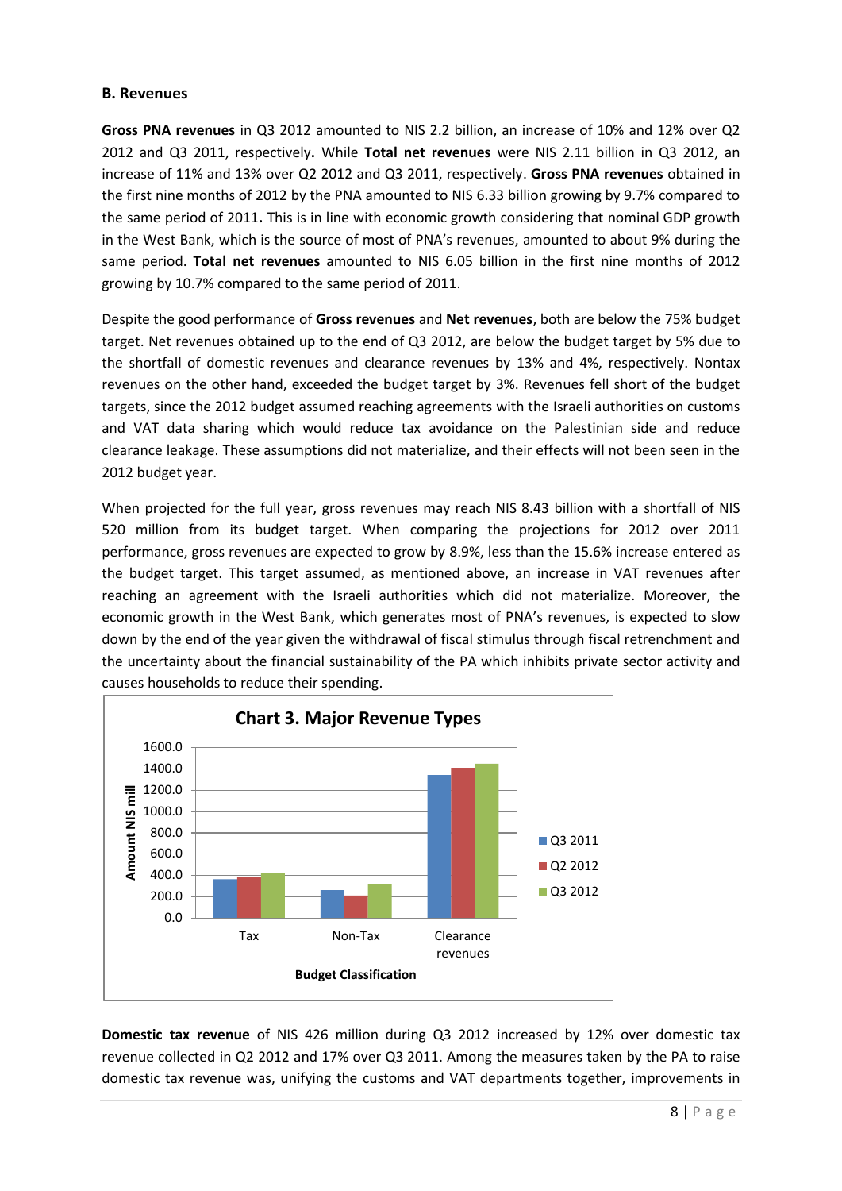### B. Revenues

**Gross PNA revenues** in Q3 2012 amounted to NIS 2.2 billion, an increase of 10% and 12% over Q2 2012 and Q3 2011, respectively**.** While **Total net revenues** were NIS 2.11 billion in Q3 2012, an increase of 11% and 13% over Q2 2012 and Q3 2011, respectively. **Gross PNA revenues** obtained in the first nine months of 2012 by the PNA amounted to NIS 6.33 billion growing by 9.7% compared to the same period of 2011**.** This is in line with economic growth considering that nominal GDP growth in the West Bank, which is the source of most of PNA's revenues, amounted to about 9% during the same period. **Total net revenues** amounted to NIS 6.05 billion in the first nine months of 2012 growing by 10.7% compared to the same period of 2011.

Despite the good performance of **Gross revenues** and **Net revenues**, both are below the 75% budget target. Net revenues obtained up to the end of Q3 2012, are below the budget target by 5% due to the shortfall of domestic revenues and clearance revenues by 13% and 4%, respectively. Nontax revenues on the other hand, exceeded the budget target by 3%. Revenues fell short of the budget targets, since the 2012 budget assumed reaching agreements with the Israeli authorities on customs and VAT data sharing which would reduce tax avoidance on the Palestinian side and reduce clearance leakage. These assumptions did not materialize, and their effects will not been seen in the 2012 budget year.

When projected for the full year, gross revenues may reach NIS 8.43 billion with a shortfall of NIS 520 million from its budget target. When comparing the projections for 2012 over 2011 performance, gross revenues are expected to grow by 8.9%, less than the 15.6% increase entered as the budget target. This target assumed, as mentioned above, an increase in VAT revenues after reaching an agreement with the Israeli authorities which did not materialize. Moreover, the economic growth in the West Bank, which generates most of PNA's revenues, is expected to slow down by the end of the year given the withdrawal of fiscal stimulus through fiscal retrenchment and the uncertainty about the financial sustainability of the PA which inhibits private sector activity and causes households to reduce their spending.

**Chart 3. Major Revenue Types**

**Domestic tax revenue** of NIS 426 million during Q3 2012 increased by 12% over domestic tax revenue collected in Q2 2012 and 17% over Q3 2011. Among the measures taken by the PA to raise domestic tax revenue was, unifying the customs and VAT departments together, improvements in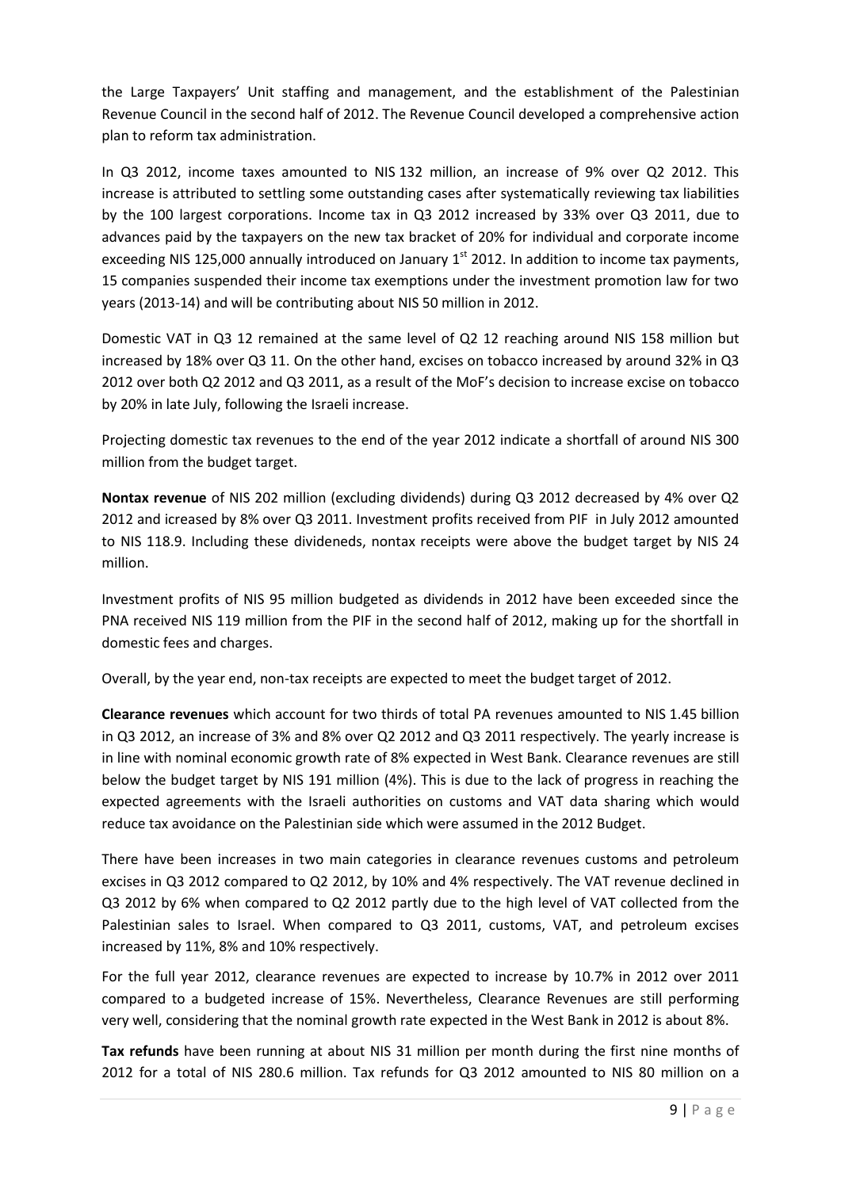the Large Taxpayers' Unit staffing and management, and the establishment of the Palestinian Revenue Council in the second half of 2012. The Revenue Council developed a comprehensive action plan to reform tax administration.

In Q3 2012, income taxes amounted to NIS 132 million, an increase of 9% over Q2 2012. This increase is attributed to settling some outstanding cases after systematically reviewing tax liabilities by the 100 largest corporations. Income tax in Q3 2012 increased by 33% over Q3 2011, due to advances paid by the taxpayers on the new tax bracket of 20% for individual and corporate income exceeding NIS 125,000 annually introduced on January 1st 2012. In addition to income tax payments, 15 companies suspended their income tax exemptions under the investment promotion law for two years (2013-14) and will be contributing about NIS 50 million in 2012.

Domestic VAT in Q3 12 remained at the same level of Q2 12 reaching around NIS 158 million but increased by 18% over Q3 11. On the other hand, excises on tobacco increased by around 32% in Q3 2012 over both Q2 2012 and Q3 2011, as a result of the MoF's decision to increase excise on tobacco by 20% in late July, following the Israeli increase.

Projecting domestic tax revenues to the end of the year 2012 indicate a shortfall of around NIS 300 million from the budget target.

**Nontax revenue** of NIS 202 million (excluding dividends) during Q3 2012 decreased by 4% over Q2 2012 and icreased by 8% over Q3 2011. Investment profits received from PIF in July 2012 amounted to NIS 118.9. Including these divideneds, nontax receipts were above the budget target by NIS 24 million.

Investment profits of NIS 95 million budgeted as dividends in 2012 have been exceeded since the PNA received NIS 119 million from the PIF in the second half of 2012, making up for the shortfall in domestic fees and charges.

Overall, by the year end, non-tax receipts are expected to meet the budget target of 2012.

**Clearance revenues** which account for two thirds of total PA revenues amounted to NIS 1.45 billion in Q3 2012, an increase of 3% and 8% over Q2 2012 and Q3 2011 respectively. The yearly increase is in line with nominal economic growth rate of 8% expected in West Bank. Clearance revenues are still below the budget target by NIS 191 million (4%). This is due to the lack of progress in reaching the expected agreements with the Israeli authorities on customs and VAT data sharing which would reduce tax avoidance on the Palestinian side which were assumed in the 2012 Budget.

There have been increases in two main categories in clearance revenues customs and petroleum excises in Q3 2012 compared to Q2 2012, by 10% and 4% respectively. The VAT revenue declined in Q3 2012 by 6% when compared to Q2 2012 partly due to the high level of VAT collected from the Palestinian sales to Israel. When compared to Q3 2011, customs, VAT, and petroleum excises increased by 11%, 8% and 10% respectively.

For the full year 2012, clearance revenues are expected to increase by 10.7% in 2012 over 2011 compared to a budgeted increase of 15%. Nevertheless, Clearance Revenues are still performing very well, considering that the nominal growth rate expected in the West Bank in 2012 is about 8%.

**Tax refunds** have been running at about NIS 31 million per month during the first nine months of 2012 for a total of NIS 280.6 million. Tax refunds for Q3 2012 amounted to NIS 80 million on a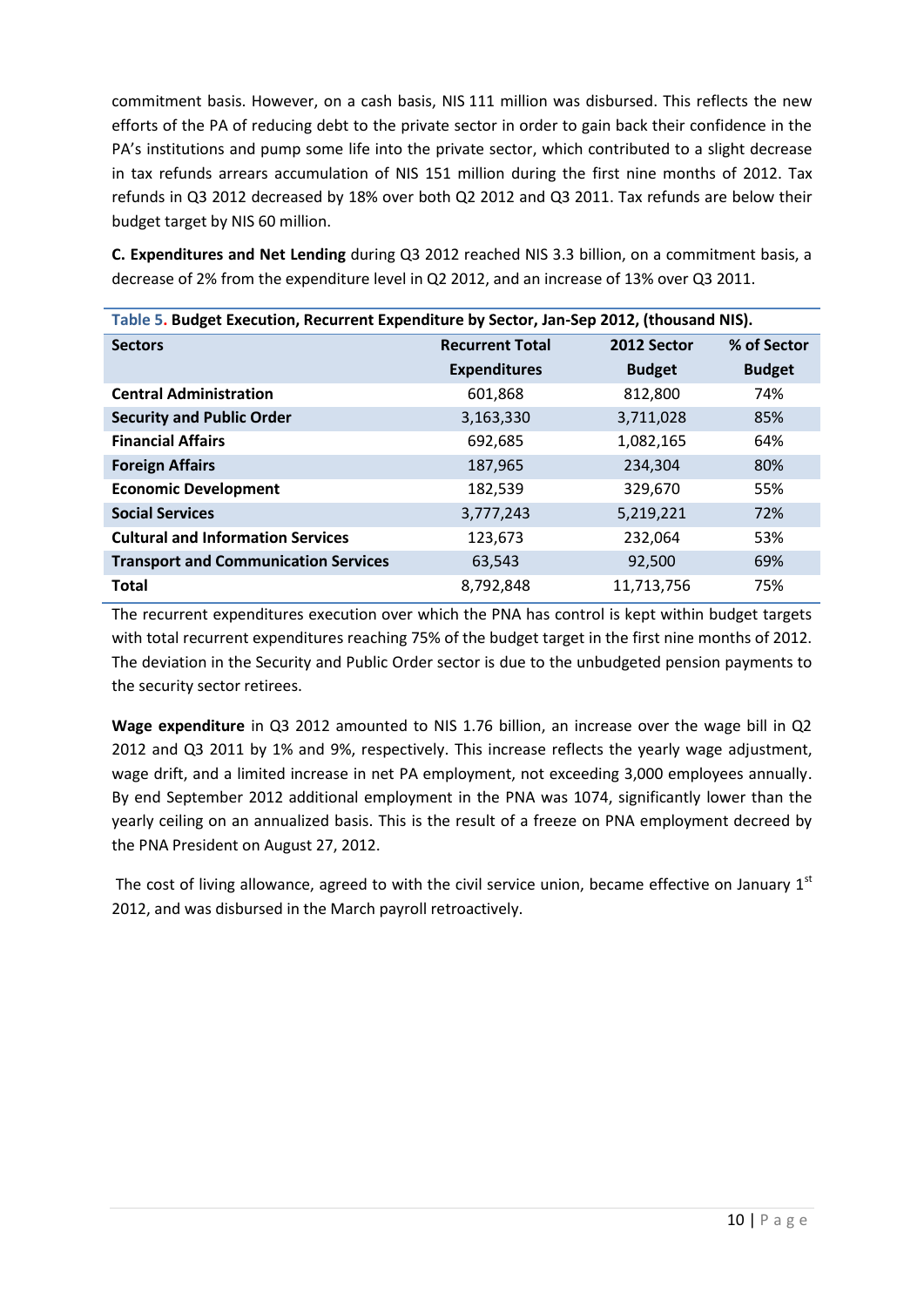commitment basis. However, on a cash basis, NIS 111 million was disbursed. This reflects the new efforts of the PA of reducing debt to the private sector in order to gain back their confidence in the PA's institutions and pump some life into the private sector, which contributed to a slight decrease in tax refunds arrears accumulation of NIS 151 million during the first nine months of 2012. Tax refunds in Q3 2012 decreased by 18% over both Q2 2012 and Q3 2011. Tax refunds are below their budget target by NIS 60 million.

**C. Expenditures and Net Lending** during Q3 2012 reached NIS 3.3 billion, on a commitment basis, a decrease of 2% from the expenditure level in Q2 2012, and an increase of 13% over Q3 2011.

**Table 5. Budget Execution, Recurrent Expenditure by Sector, Jan-Sep 2012, (thousand NIS).**

| Sectors | Recurrent Total Expenditures | 2012 Sector Budget | % of Sector Budget |
|---|---|---|---|
| **Central Administration** | 601,868 | 812,800 | 74% |
| **Security and Public Order** | 3,163,330 | 3,711,028 | 85% |
| **Financial Affairs** | 692,685 | 1,082,165 | 64% |
| **Foreign Affairs** | 187,965 | 234,304 | 80% |
| **Economic Development** | 182,539 | 329,670 | 55% |
| **Social Services** | 3,777,243 | 5,219,221 | 72% |
| **Cultural and Information Services** | 123,673 | 232,064 | 53% |
| **Transport and Communication Services** | 63,543 | 92,500 | 69% |
| **Total** | 8,792,848 | 11,713,756 | 75% |

The recurrent expenditures execution over which the PNA has control is kept within budget targets with total recurrent expenditures reaching 75% of the budget target in the first nine months of 2012. The deviation in the Security and Public Order sector is due to the unbudgeted pension payments to the security sector retirees.

**Wage expenditure** in Q3 2012 amounted to NIS 1.76 billion, an increase over the wage bill in Q2 2012 and Q3 2011 by 1% and 9%, respectively. This increase reflects the yearly wage adjustment, wage drift, and a limited increase in net PA employment, not exceeding 3,000 employees annually. By end September 2012 additional employment in the PNA was 1074, significantly lower than the yearly ceiling on an annualized basis. This is the result of a freeze on PNA employment decreed by the PNA President on August 27, 2012.

The cost of living allowance, agreed to with the civil service union, became effective on January 1st 2012, and was disbursed in the March payroll retroactively.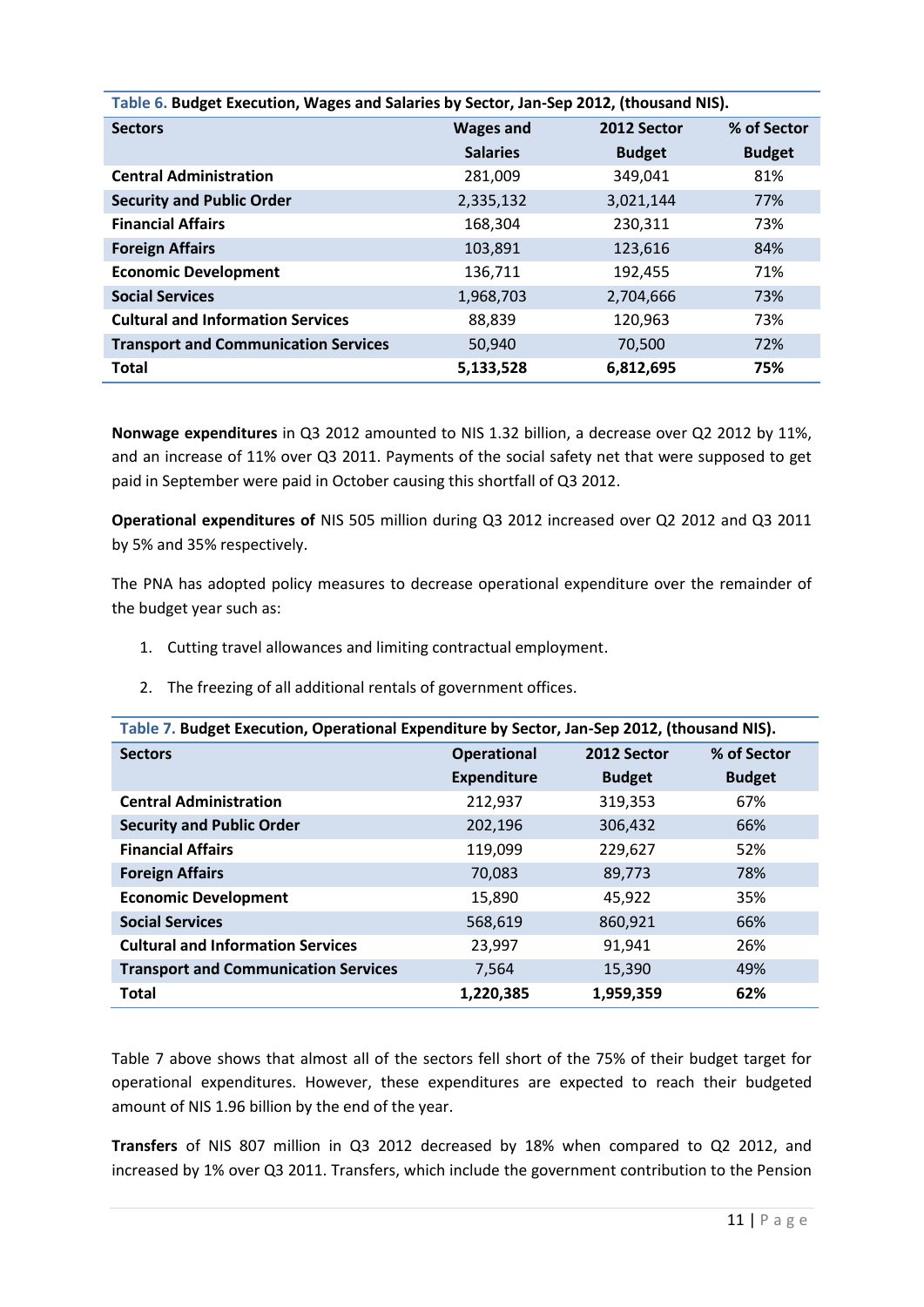**Table 6. Budget Execution, Wages and Salaries by Sector, Jan-Sep 2012, (thousand NIS).**

| Sectors | Wages and Salaries | 2012 Sector Budget | % of Sector Budget |
|---|---|---|---|
| **Central Administration** | 281,009 | 349,041 | 81% |
| **Security and Public Order** | 2,335,132 | 3,021,144 | 77% |
| **Financial Affairs** | 168,304 | 230,311 | 73% |
| **Foreign Affairs** | 103,891 | 123,616 | 84% |
| **Economic Development** | 136,711 | 192,455 | 71% |
| **Social Services** | 1,968,703 | 2,704,666 | 73% |
| **Cultural and Information Services** | 88,839 | 120,963 | 73% |
| **Transport and Communication Services** | 50,940 | 70,500 | 72% |
| **Total** | **5,133,528** | **6,812,695** | **75%** |

**Nonwage expenditures** in Q3 2012 amounted to NIS 1.32 billion, a decrease over Q2 2012 by 11%, and an increase of 11% over Q3 2011. Payments of the social safety net that were supposed to get paid in September were paid in October causing this shortfall of Q3 2012.

**Operational expenditures of** NIS 505 million during Q3 2012 increased over Q2 2012 and Q3 2011 by 5% and 35% respectively.

The PNA has adopted policy measures to decrease operational expenditure over the remainder of the budget year such as:

1. Cutting travel allowances and limiting contractual employment.
2. The freezing of all additional rentals of government offices.

**Table 7. Budget Execution, Operational Expenditure by Sector, Jan-Sep 2012, (thousand NIS).**

| Sectors | Operational Expenditure | 2012 Sector Budget | % of Sector Budget |
|---|---|---|---|
| **Central Administration** | 212,937 | 319,353 | 67% |
| **Security and Public Order** | 202,196 | 306,432 | 66% |
| **Financial Affairs** | 119,099 | 229,627 | 52% |
| **Foreign Affairs** | 70,083 | 89,773 | 78% |
| **Economic Development** | 15,890 | 45,922 | 35% |
| **Social Services** | 568,619 | 860,921 | 66% |
| **Cultural and Information Services** | 23,997 | 91,941 | 26% |
| **Transport and Communication Services** | 7,564 | 15,390 | 49% |
| **Total** | **1,220,385** | **1,959,359** | **62%** |

Table 7 above shows that almost all of the sectors fell short of the 75% of their budget target for operational expenditures. However, these expenditures are expected to reach their budgeted amount of NIS 1.96 billion by the end of the year.

**Transfers** of NIS 807 million in Q3 2012 decreased by 18% when compared to Q2 2012, and increased by 1% over Q3 2011. Transfers, which include the government contribution to the Pension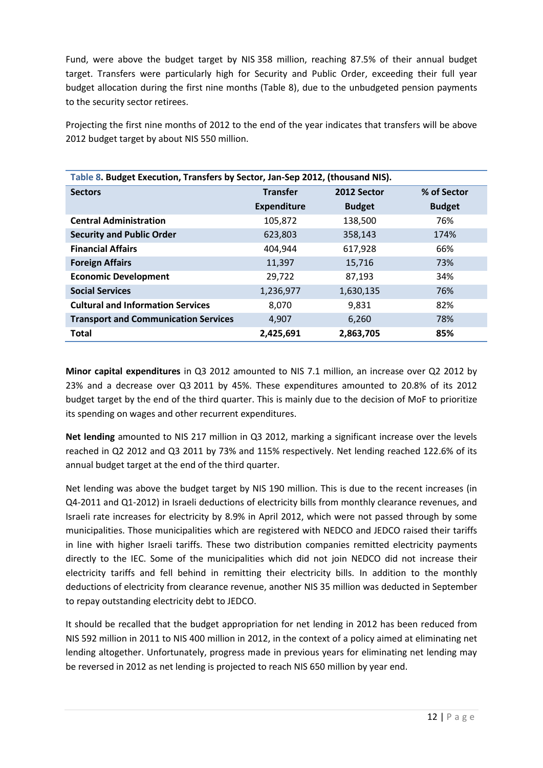Fund, were above the budget target by NIS 358 million, reaching 87.5% of their annual budget target. Transfers were particularly high for Security and Public Order, exceeding their full year budget allocation during the first nine months (Table 8), due to the unbudgeted pension payments to the security sector retirees.

Projecting the first nine months of 2012 to the end of the year indicates that transfers will be above 2012 budget target by about NIS 550 million.

**Table 8. Budget Execution, Transfers by Sector, Jan-Sep 2012, (thousand NIS).**

| Sectors | Transfer Expenditure | 2012 Sector Budget | % of Sector Budget |
|---|---|---|---|
| **Central Administration** | 105,872 | 138,500 | 76% |
| **Security and Public Order** | 623,803 | 358,143 | 174% |
| **Financial Affairs** | 404,944 | 617,928 | 66% |
| **Foreign Affairs** | 11,397 | 15,716 | 73% |
| **Economic Development** | 29,722 | 87,193 | 34% |
| **Social Services** | 1,236,977 | 1,630,135 | 76% |
| **Cultural and Information Services** | 8,070 | 9,831 | 82% |
| **Transport and Communication Services** | 4,907 | 6,260 | 78% |
| **Total** | **2,425,691** | **2,863,705** | **85%** |

**Minor capital expenditures** in Q3 2012 amounted to NIS 7.1 million, an increase over Q2 2012 by 23% and a decrease over Q3 2011 by 45%. These expenditures amounted to 20.8% of its 2012 budget target by the end of the third quarter. This is mainly due to the decision of MoF to prioritize its spending on wages and other recurrent expenditures.

**Net lending** amounted to NIS 217 million in Q3 2012, marking a significant increase over the levels reached in Q2 2012 and Q3 2011 by 73% and 115% respectively. Net lending reached 122.6% of its annual budget target at the end of the third quarter.

Net lending was above the budget target by NIS 190 million. This is due to the recent increases (in Q4-2011 and Q1-2012) in Israeli deductions of electricity bills from monthly clearance revenues, and Israeli rate increases for electricity by 8.9% in April 2012, which were not passed through by some municipalities. Those municipalities which are registered with NEDCO and JEDCO raised their tariffs in line with higher Israeli tariffs. These two distribution companies remitted electricity payments directly to the IEC. Some of the municipalities which did not join NEDCO did not increase their electricity tariffs and fell behind in remitting their electricity bills. In addition to the monthly deductions of electricity from clearance revenue, another NIS 35 million was deducted in September to repay outstanding electricity debt to JEDCO.

It should be recalled that the budget appropriation for net lending in 2012 has been reduced from NIS 592 million in 2011 to NIS 400 million in 2012, in the context of a policy aimed at eliminating net lending altogether. Unfortunately, progress made in previous years for eliminating net lending may be reversed in 2012 as net lending is projected to reach NIS 650 million by year end.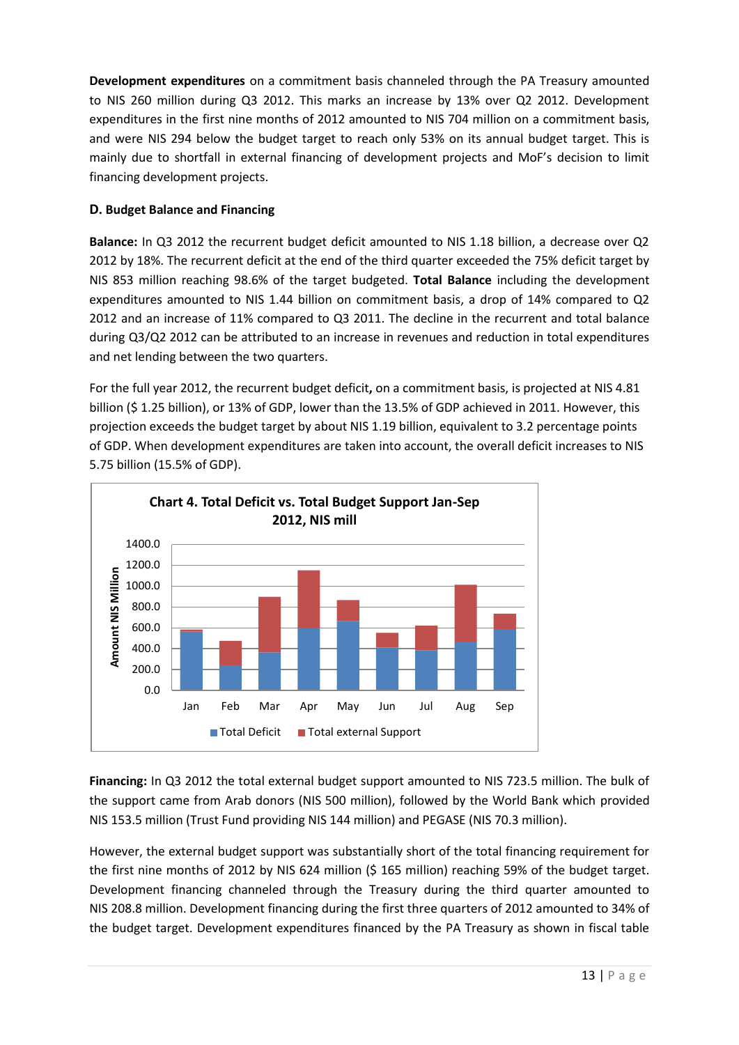**Development expenditures** on a commitment basis channeled through the PA Treasury amounted to NIS 260 million during Q3 2012. This marks an increase by 13% over Q2 2012. Development expenditures in the first nine months of 2012 amounted to NIS 704 million on a commitment basis, and were NIS 294 below the budget target to reach only 53% on its annual budget target. This is mainly due to shortfall in external financing of development projects and MoF's decision to limit financing development projects.

### D. Budget Balance and Financing

**Balance:** In Q3 2012 the recurrent budget deficit amounted to NIS 1.18 billion, a decrease over Q2 2012 by 18%. The recurrent deficit at the end of the third quarter exceeded the 75% deficit target by NIS 853 million reaching 98.6% of the target budgeted. **Total Balance** including the development expenditures amounted to NIS 1.44 billion on commitment basis, a drop of 14% compared to Q2 2012 and an increase of 11% compared to Q3 2011. The decline in the recurrent and total balance during Q3/Q2 2012 can be attributed to an increase in revenues and reduction in total expenditures and net lending between the two quarters.

For the full year 2012, the recurrent budget deficit**,** on a commitment basis, is projected at NIS 4.81 billion ($ 1.25 billion), or 13% of GDP, lower than the 13.5% of GDP achieved in 2011. However, this projection exceeds the budget target by about NIS 1.19 billion, equivalent to 3.2 percentage points of GDP. When development expenditures are taken into account, the overall deficit increases to NIS 5.75 billion (15.5% of GDP).

**Chart 4. Total Deficit vs. Total Budget Support Jan-Sep 2012, NIS mill**

**Financing:** In Q3 2012 the total external budget support amounted to NIS 723.5 million. The bulk of the support came from Arab donors (NIS 500 million), followed by the World Bank which provided NIS 153.5 million (Trust Fund providing NIS 144 million) and PEGASE (NIS 70.3 million).

However, the external budget support was substantially short of the total financing requirement for the first nine months of 2012 by NIS 624 million ($ 165 million) reaching 59% of the budget target. Development financing channeled through the Treasury during the third quarter amounted to NIS 208.8 million. Development financing during the first three quarters of 2012 amounted to 34% of the budget target. Development expenditures financed by the PA Treasury as shown in fiscal table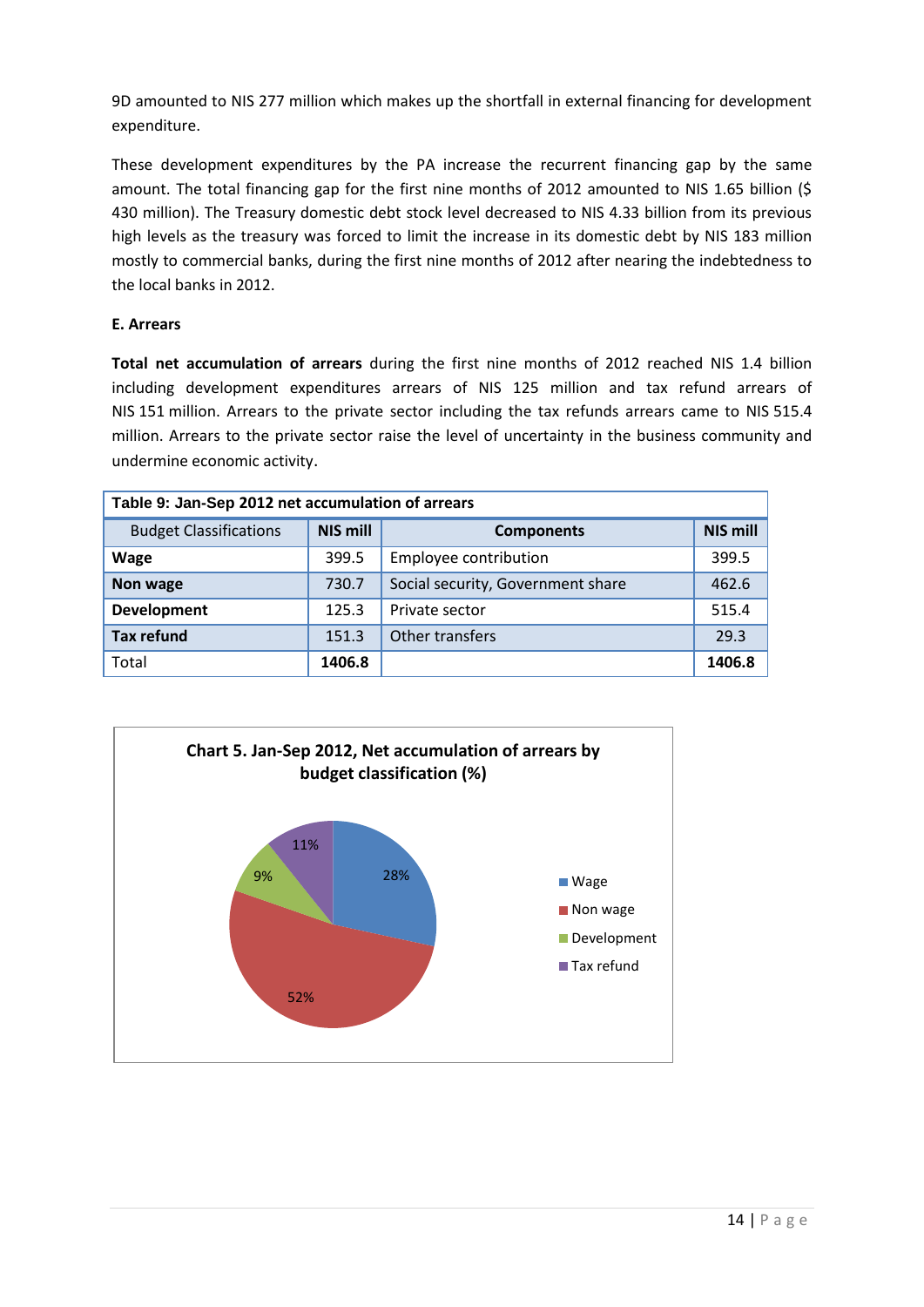9D amounted to NIS 277 million which makes up the shortfall in external financing for development expenditure.

These development expenditures by the PA increase the recurrent financing gap by the same amount. The total financing gap for the first nine months of 2012 amounted to NIS 1.65 billion ($ 430 million). The Treasury domestic debt stock level decreased to NIS 4.33 billion from its previous high levels as the treasury was forced to limit the increase in its domestic debt by NIS 183 million mostly to commercial banks, during the first nine months of 2012 after nearing the indebtedness to the local banks in 2012.

### E. Arrears

**Total net accumulation of arrears** during the first nine months of 2012 reached NIS 1.4 billion including development expenditures arrears of NIS 125 million and tax refund arrears of NIS 151 million. Arrears to the private sector including the tax refunds arrears came to NIS 515.4 million. Arrears to the private sector raise the level of uncertainty in the business community and undermine economic activity.

**Table 9: Jan-Sep 2012 net accumulation of arrears**

| Budget Classifications | NIS mill | Components | NIS mill |
|---|---|---|---|
| **Wage** | 399.5 | Employee contribution | 399.5 |
| **Non wage** | 730.7 | Social security, Government share | 462.6 |
| **Development** | 125.3 | Private sector | 515.4 |
| **Tax refund** | 151.3 | Other transfers | 29.3 |
| Total | **1406.8** | | **1406.8** |

**Chart 5. Jan-Sep 2012, Net accumulation of arrears by budget classification (%)**

| Budget classification | % |
|---|---|
| Wage | 28% |
| Non wage | 52% |
| Development | 9% |
| Tax refund | 11% |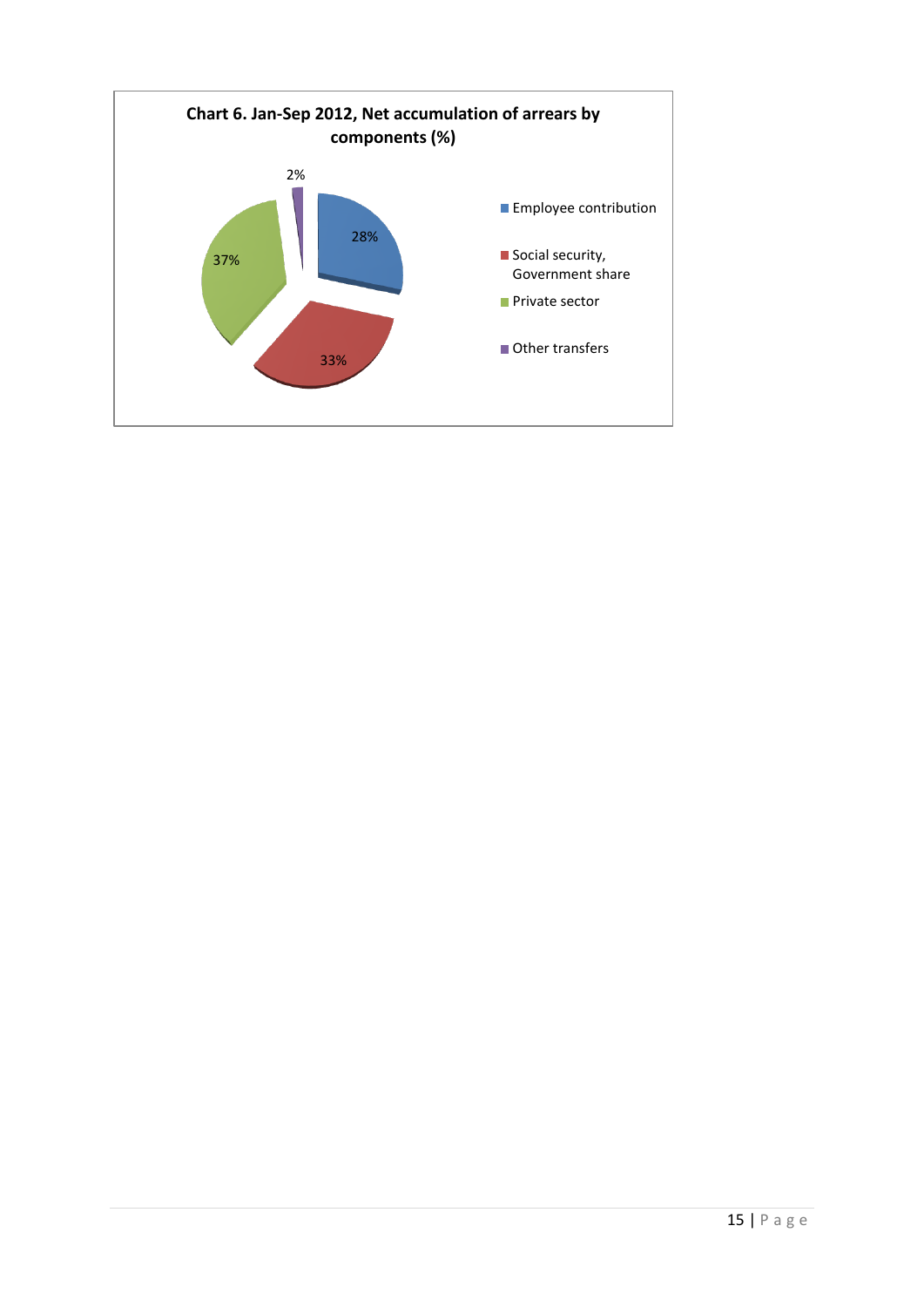**Chart 6. Jan-Sep 2012, Net accumulation of arrears by components (%)**

2%

28%

37%

33%

Employee contribution

Social security, Government share

Private sector

Other transfers